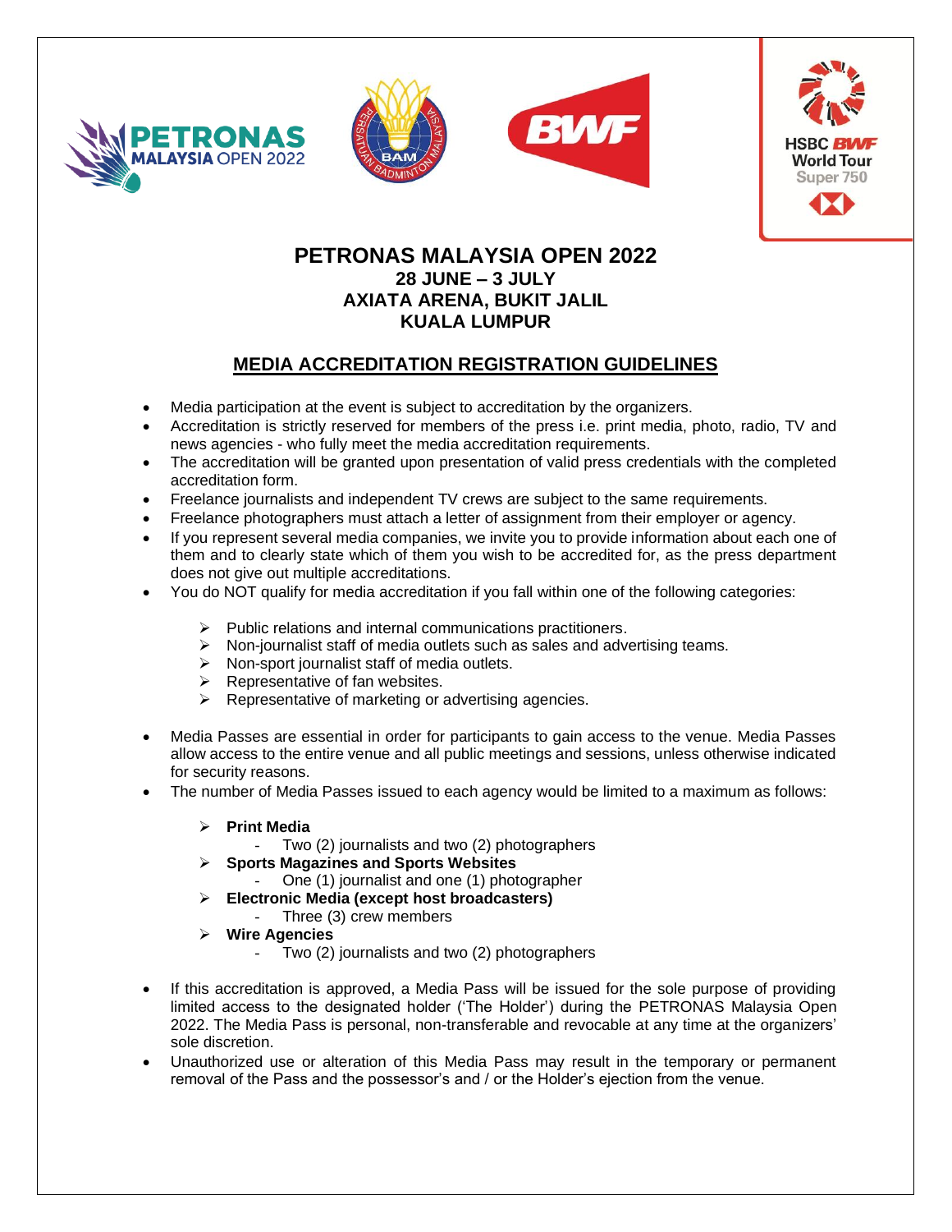# PETRONAS MALAYSIA OPEN 2022

**28 JUNE – 3 JULY**
**AXIATA ARENA, BUKIT JALIL**
**KUALA LUMPUR**

## MEDIA ACCREDITATION REGISTRATION GUIDELINES

- Media participation at the event is subject to accreditation by the organizers.
- Accreditation is strictly reserved for members of the press i.e. print media, photo, radio, TV and news agencies - who fully meet the media accreditation requirements.
- The accreditation will be granted upon presentation of valid press credentials with the completed accreditation form.
- Freelance journalists and independent TV crews are subject to the same requirements.
- Freelance photographers must attach a letter of assignment from their employer or agency.
- If you represent several media companies, we invite you to provide information about each one of them and to clearly state which of them you wish to be accredited for, as the press department does not give out multiple accreditations.
- You do NOT qualify for media accreditation if you fall within one of the following categories:
  - Public relations and internal communications practitioners.
  - Non-journalist staff of media outlets such as sales and advertising teams.
  - Non-sport journalist staff of media outlets.
  - Representative of fan websites.
  - Representative of marketing or advertising agencies.
- Media Passes are essential in order for participants to gain access to the venue. Media Passes allow access to the entire venue and all public meetings and sessions, unless otherwise indicated for security reasons.
- The number of Media Passes issued to each agency would be limited to a maximum as follows:
  - **Print Media**
    - Two (2) journalists and two (2) photographers
  - **Sports Magazines and Sports Websites**
    - One (1) journalist and one (1) photographer
  - **Electronic Media (except host broadcasters)**
    - Three (3) crew members
  - **Wire Agencies**
    - Two (2) journalists and two (2) photographers
- If this accreditation is approved, a Media Pass will be issued for the sole purpose of providing limited access to the designated holder ('The Holder') during the PETRONAS Malaysia Open 2022. The Media Pass is personal, non-transferable and revocable at any time at the organizers' sole discretion.
- Unauthorized use or alteration of this Media Pass may result in the temporary or permanent removal of the Pass and the possessor's and / or the Holder's ejection from the venue.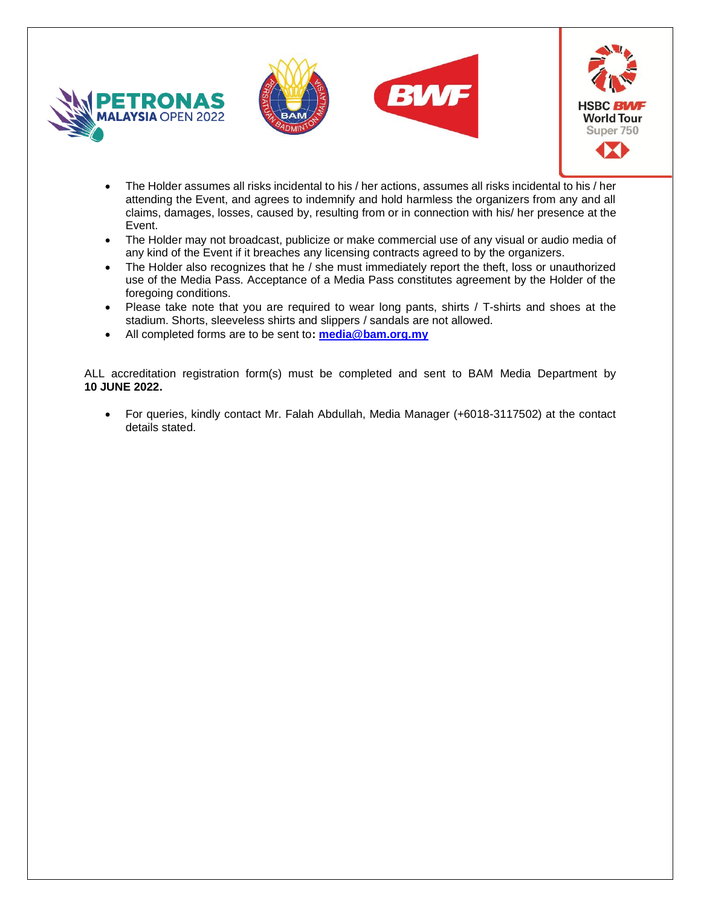- The Holder assumes all risks incidental to his / her actions, assumes all risks incidental to his / her attending the Event, and agrees to indemnify and hold harmless the organizers from any and all claims, damages, losses, caused by, resulting from or in connection with his/ her presence at the Event.
- The Holder may not broadcast, publicize or make commercial use of any visual or audio media of any kind of the Event if it breaches any licensing contracts agreed to by the organizers.
- The Holder also recognizes that he / she must immediately report the theft, loss or unauthorized use of the Media Pass. Acceptance of a Media Pass constitutes agreement by the Holder of the foregoing conditions.
- Please take note that you are required to wear long pants, shirts / T-shirts and shoes at the stadium. Shorts, sleeveless shirts and slippers / sandals are not allowed.
- All completed forms are to be sent to**: media@bam.org.my**

ALL accreditation registration form(s) must be completed and sent to BAM Media Department by **10 JUNE 2022.**

- For queries, kindly contact Mr. Falah Abdullah, Media Manager (+6018-3117502) at the contact details stated.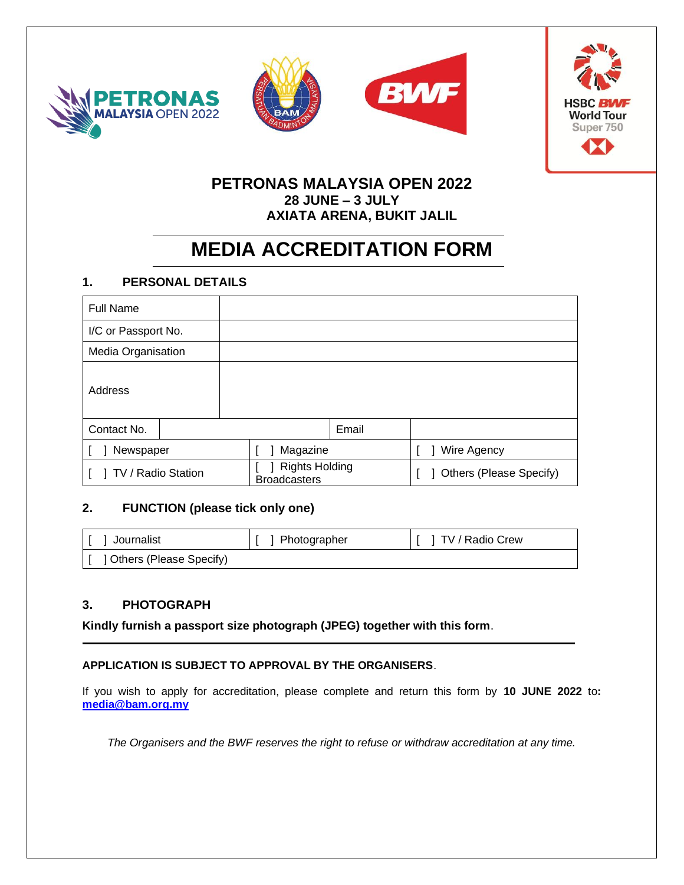# PETRONAS MALAYSIA OPEN 2022

**28 JUNE – 3 JULY**

**AXIATA ARENA, BUKIT JALIL**

# MEDIA ACCREDITATION FORM

## 1. PERSONAL DETAILS

| | | | |
|---|---|---|---|
| Full Name | | | |
| I/C or Passport No. | | | |
| Media Organisation | | | |
| Address | | | |
| Contact No. | | Email | |

| | | |
|---|---|---|
| [ ] Newspaper | [ ] Magazine | [ ] Wire Agency |
| [ ] TV / Radio Station | [ ] Rights Holding Broadcasters | [ ] Others (Please Specify) |

## 2. FUNCTION (please tick only one)

| | | |
|---|---|---|
| [ ] Journalist | [ ] Photographer | [ ] TV / Radio Crew |
| [ ] Others (Please Specify) | | |

## 3. PHOTOGRAPH

**Kindly furnish a passport size photograph (JPEG) together with this form**.

---

**APPLICATION IS SUBJECT TO APPROVAL BY THE ORGANISERS**.

If you wish to apply for accreditation, please complete and return this form by **10 JUNE 2022** to**:** **media@bam.org.my**

*The Organisers and the BWF reserves the right to refuse or withdraw accreditation at any time.*